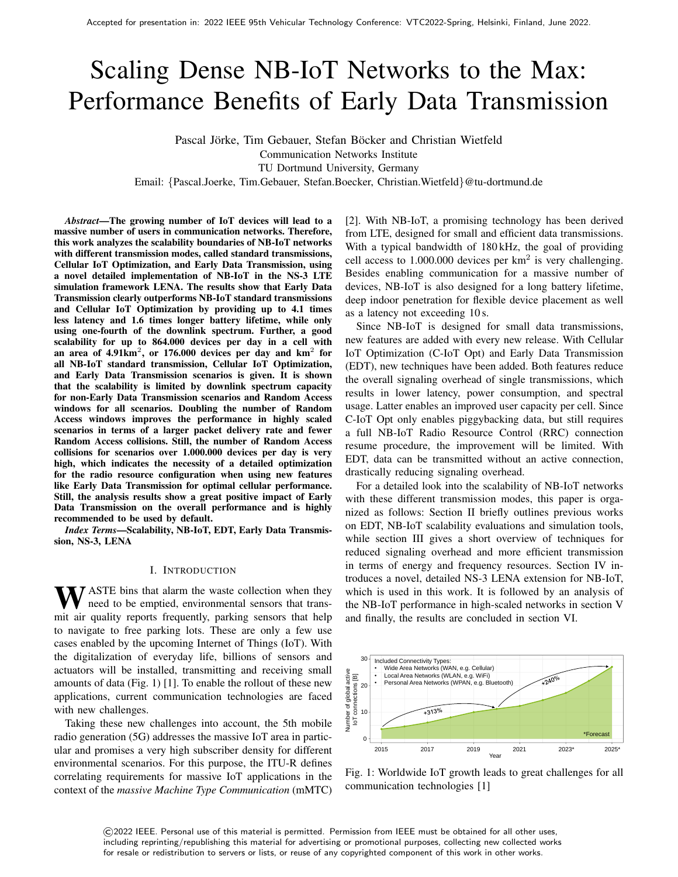Accepted for presentation in: 2022 IEEE 95th Vehicular Technology Conference: VTC2022-Spring, Helsinki, Finland, June 2022.

# Scaling Dense NB-IoT Networks to the Max: Performance Benefits of Early Data Transmission

Pascal Jörke, Tim Gebauer, Stefan Böcker and Christian Wietfeld
Communication Networks Institute
TU Dortmund University, Germany
Email: {Pascal.Joerke, Tim.Gebauer, Stefan.Boecker, Christian.Wietfeld}@tu-dortmund.de

***Abstract*—The growing number of IoT devices will lead to a massive number of users in communication networks. Therefore, this work analyzes the scalability boundaries of NB-IoT networks with different transmission modes, called standard transmissions, Cellular IoT Optimization, and Early Data Transmission, using a novel detailed implementation of NB-IoT in the NS-3 LTE simulation framework LENA. The results show that Early Data Transmission clearly outperforms NB-IoT standard transmissions and Cellular IoT Optimization by providing up to 4.1 times less latency and 1.6 times longer battery lifetime, while only using one-fourth of the downlink spectrum. Further, a good scalability for up to 864.000 devices per day in a cell with an area of 4.91km$^2$, or 176.000 devices per day and km$^2$ for all NB-IoT standard transmission, Cellular IoT Optimization, and Early Data Transmission scenarios is given. It is shown that the scalability is limited by downlink spectrum capacity for non-Early Data Transmission scenarios and Random Access windows for all scenarios. Doubling the number of Random Access windows improves the performance in highly scaled scenarios in terms of a larger packet delivery rate and fewer Random Access collisions. Still, the number of Random Access collisions for scenarios over 1.000.000 devices per day is very high, which indicates the necessity of a detailed optimization for the radio resource configuration when using new features like Early Data Transmission for optimal cellular performance. Still, the analysis results show a great positive impact of Early Data Transmission on the overall performance and is highly recommended to be used by default.**

***Index Terms*—Scalability, NB-IoT, EDT, Early Data Transmission, NS-3, LENA**

## I. Introduction

WASTE bins that alarm the waste collection when they need to be emptied, environmental sensors that transmit air quality reports frequently, parking sensors that help to navigate to free parking lots. These are only a few use cases enabled by the upcoming Internet of Things (IoT). With the digitalization of everyday life, billions of sensors and actuators will be installed, transmitting and receiving small amounts of data (Fig. 1) [1]. To enable the rollout of these new applications, current communication technologies are faced with new challenges.

Taking these new challenges into account, the 5th mobile radio generation (5G) addresses the massive IoT area in particular and promises a very high subscriber density for different environmental scenarios. For this purpose, the ITU-R defines correlating requirements for massive IoT applications in the context of the *massive Machine Type Communication* (mMTC) [2]. With NB-IoT, a promising technology has been derived from LTE, designed for small and efficient data transmissions. With a typical bandwidth of 180 kHz, the goal of providing cell access to 1.000.000 devices per km$^2$ is very challenging. Besides enabling communication for a massive number of devices, NB-IoT is also designed for a long battery lifetime, deep indoor penetration for flexible device placement as well as a latency not exceeding 10 s.

Since NB-IoT is designed for small data transmissions, new features are added with every new release. With Cellular IoT Optimization (C-IoT Opt) and Early Data Transmission (EDT), new techniques have been added. Both features reduce the overall signaling overhead of single transmissions, which results in lower latency, power consumption, and spectral usage. Latter enables an improved user capacity per cell. Since C-IoT Opt only enables piggybacking data, but still requires a full NB-IoT Radio Resource Control (RRC) connection resume procedure, the improvement will be limited. With EDT, data can be transmitted without an active connection, drastically reducing signaling overhead.

For a detailed look into the scalability of NB-IoT networks with these different transmission modes, this paper is organized as follows: Section II briefly outlines previous works on EDT, NB-IoT scalability evaluations and simulation tools, while section III gives a short overview of techniques for reduced signaling overhead and more efficient transmission in terms of energy and frequency resources. Section IV introduces a novel, detailed NS-3 LENA extension for NB-IoT, which is used in this work. It is followed by an analysis of the NB-IoT performance in high-scaled networks in section V and finally, the results are concluded in section VI.

Fig. 1: Worldwide IoT growth leads to great challenges for all communication technologies [1]

©2022 IEEE. Personal use of this material is permitted. Permission from IEEE must be obtained for all other uses, including reprinting/republishing this material for advertising or promotional purposes, collecting new collected works for resale or redistribution to servers or lists, or reuse of any copyrighted component of this work in other works.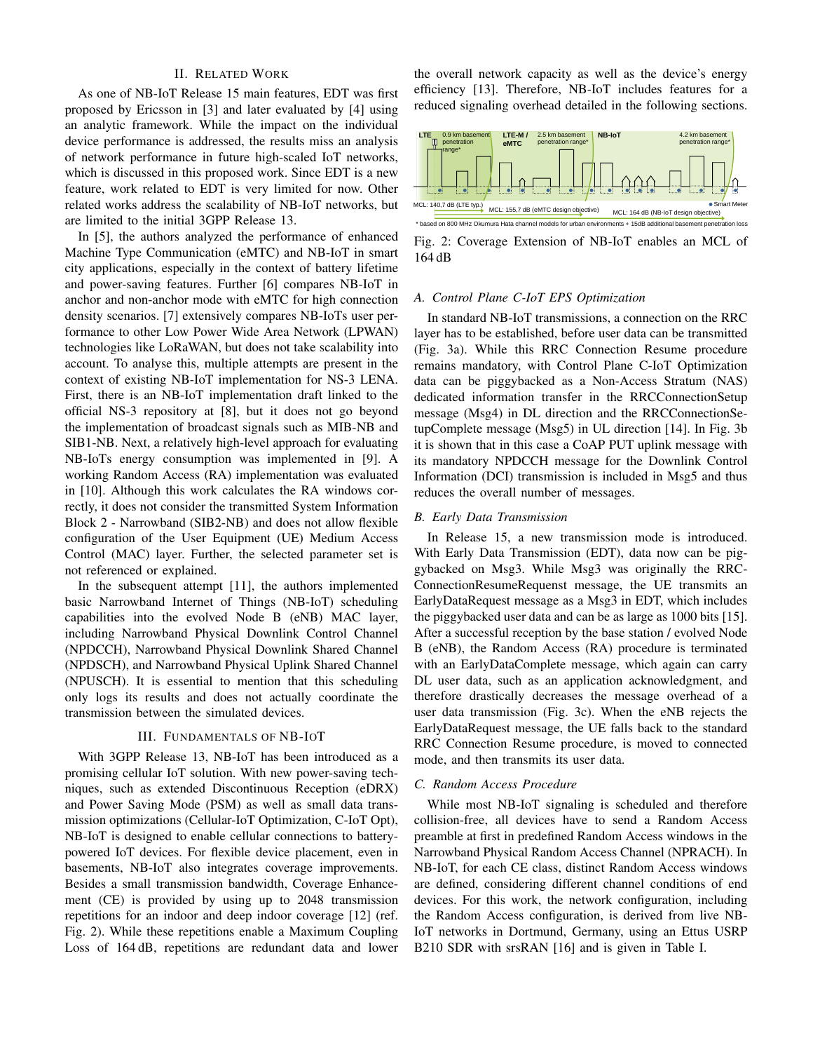## II. Related Work

As one of NB-IoT Release 15 main features, EDT was first proposed by Ericsson in [3] and later evaluated by [4] using an analytic framework. While the impact on the individual device performance is addressed, the results miss an analysis of network performance in future high-scaled IoT networks, which is discussed in this proposed work. Since EDT is a new feature, work related to EDT is very limited for now. Other related works address the scalability of NB-IoT networks, but are limited to the initial 3GPP Release 13.

In [5], the authors analyzed the performance of enhanced Machine Type Communication (eMTC) and NB-IoT in smart city applications, especially in the context of battery lifetime and power-saving features. Further [6] compares NB-IoT in anchor and non-anchor mode with eMTC for high connection density scenarios. [7] extensively compares NB-IoTs user performance to other Low Power Wide Area Network (LPWAN) technologies like LoRaWAN, but does not take scalability into account. To analyse this, multiple attempts are present in the context of existing NB-IoT implementation for NS-3 LENA. First, there is an NB-IoT implementation draft linked to the official NS-3 repository at [8], but it does not go beyond the implementation of broadcast signals such as MIB-NB and SIB1-NB. Next, a relatively high-level approach for evaluating NB-IoTs energy consumption was implemented in [9]. A working Random Access (RA) implementation was evaluated in [10]. Although this work calculates the RA windows correctly, it does not consider the transmitted System Information Block 2 - Narrowband (SIB2-NB) and does not allow flexible configuration of the User Equipment (UE) Medium Access Control (MAC) layer. Further, the selected parameter set is not referenced or explained.

In the subsequent attempt [11], the authors implemented basic Narrowband Internet of Things (NB-IoT) scheduling capabilities into the evolved Node B (eNB) MAC layer, including Narrowband Physical Downlink Control Channel (NPDCCH), Narrowband Physical Downlink Shared Channel (NPDSCH), and Narrowband Physical Uplink Shared Channel (NPUSCH). It is essential to mention that this scheduling only logs its results and does not actually coordinate the transmission between the simulated devices.

## III. Fundamentals of NB-IoT

With 3GPP Release 13, NB-IoT has been introduced as a promising cellular IoT solution. With new power-saving techniques, such as extended Discontinuous Reception (eDRX) and Power Saving Mode (PSM) as well as small data transmission optimizations (Cellular-IoT Optimization, C-IoT Opt), NB-IoT is designed to enable cellular connections to battery-powered IoT devices. For flexible device placement, even in basements, NB-IoT also integrates coverage improvements. Besides a small transmission bandwidth, Coverage Enhancement (CE) is provided by using up to 2048 transmission repetitions for an indoor and deep indoor coverage [12] (ref. Fig. 2). While these repetitions enable a Maximum Coupling Loss of 164 dB, repetitions are redundant data and lower the overall network capacity as well as the device's energy efficiency [13]. Therefore, NB-IoT includes features for a reduced signaling overhead detailed in the following sections.

Fig. 2: Coverage Extension of NB-IoT enables an MCL of 164 dB

### A. Control Plane C-IoT EPS Optimization

In standard NB-IoT transmissions, a connection on the RRC layer has to be established, before user data can be transmitted (Fig. 3a). While this RRC Connection Resume procedure remains mandatory, with Control Plane C-IoT Optimization data can be piggybacked as a Non-Access Stratum (NAS) dedicated information transfer in the RRCConnectionSetup message (Msg4) in DL direction and the RRCConnectionSetupComplete message (Msg5) in UL direction [14]. In Fig. 3b it is shown that in this case a CoAP PUT uplink message with its mandatory NPDCCH message for the Downlink Control Information (DCI) transmission is included in Msg5 and thus reduces the overall number of messages.

### B. Early Data Transmission

In Release 15, a new transmission mode is introduced. With Early Data Transmission (EDT), data now can be piggybacked on Msg3. While Msg3 was originally the RRCConnectionResumeRequest message, the UE transmits an EarlyDataRequest message as a Msg3 in EDT, which includes the piggybacked user data and can be as large as 1000 bits [15]. After a successful reception by the base station / evolved Node B (eNB), the Random Access (RA) procedure is terminated with an EarlyDataComplete message, which again can carry DL user data, such as an application acknowledgment, and therefore drastically decreases the message overhead of a user data transmission (Fig. 3c). When the eNB rejects the EarlyDataRequest message, the UE falls back to the standard RRC Connection Resume procedure, is moved to connected mode, and then transmits its user data.

### C. Random Access Procedure

While most NB-IoT signaling is scheduled and therefore collision-free, all devices have to send a Random Access preamble at first in predefined Random Access windows in the Narrowband Physical Random Access Channel (NPRACH). In NB-IoT, for each CE class, distinct Random Access windows are defined, considering different channel conditions of end devices. For this work, the network configuration, including the Random Access configuration, is derived from live NB-IoT networks in Dortmund, Germany, using an Ettus USRP B210 SDR with srsRAN [16] and is given in Table I.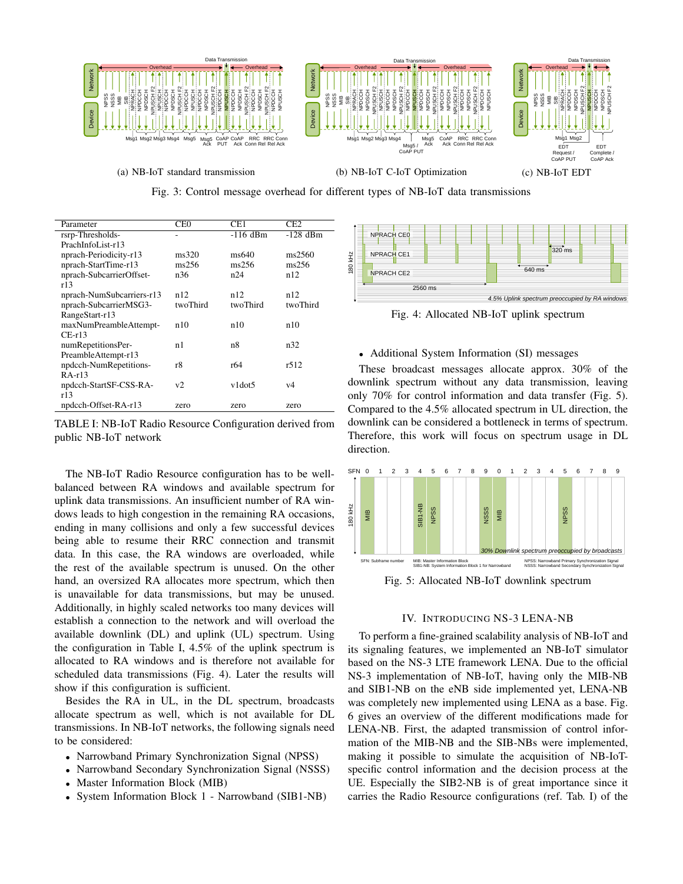(a) NB-IoT standard transmission

(b) NB-IoT C-IoT Optimization

(c) NB-IoT EDT

Fig. 3: Control message overhead for different types of NB-IoT data transmissions

| Parameter | CE0 | CE1 | CE2 |
|---|---|---|---|
| rsrp-Thresholds-PrachInfoList-r13 | - | -116 dBm | -128 dBm |
| nprach-Periodicity-r13 | ms320 | ms640 | ms2560 |
| nprach-StartTime-r13 | ms256 | ms256 | ms256 |
| nprach-SubcarrierOffset-r13 | n36 | n24 | n12 |
| nprach-NumSubcarriers-r13 | n12 | n12 | n12 |
| nprach-SubcarrierMSG3-RangeStart-r13 | twoThird | twoThird | twoThird |
| maxNumPreambleAttempt-CE-r13 | n10 | n10 | n10 |
| numRepetitionsPer-PreambleAttempt-r13 | n1 | n8 | n32 |
| npdcch-NumRepetitions-RA-r13 | r8 | r64 | r512 |
| npdcch-StartSF-CSS-RA-r13 | v2 | v1dot5 | v4 |
| npdcch-Offset-RA-r13 | zero | zero | zero |

TABLE I: NB-IoT Radio Resource Configuration derived from public NB-IoT network

The NB-IoT Radio Resource configuration has to be well-balanced between RA windows and available spectrum for uplink data transmissions. An insufficient number of RA windows leads to high congestion in the remaining RA occasions, ending in many collisions and only a few successful devices being able to resume their RRC connection and transmit data. In this case, the RA windows are overloaded, while the rest of the available spectrum is unused. On the other hand, an oversized RA allocates more spectrum, which then is unavailable for data transmissions, but may be unused. Additionally, in highly scaled networks too many devices will establish a connection to the network and will overload the available downlink (DL) and uplink (UL) spectrum. Using the configuration in Table I, 4.5% of the uplink spectrum is allocated to RA windows and is therefore not available for scheduled data transmissions (Fig. 4). Later the results will show if this configuration is sufficient.

Besides the RA in UL, in the DL spectrum, broadcasts allocate spectrum as well, which is not available for DL transmissions. In NB-IoT networks, the following signals need to be considered:

- Narrowband Primary Synchronization Signal (NPSS)
- Narrowband Secondary Synchronization Signal (NSSS)
- Master Information Block (MIB)
- System Information Block 1 - Narrowband (SIB1-NB)

Fig. 4: Allocated NB-IoT uplink spectrum

- Additional System Information (SI) messages

These broadcast messages allocate approx. 30% of the downlink spectrum without any data transmission, leaving only 70% for control information and data transfer (Fig. 5). Compared to the 4.5% allocated spectrum in UL direction, the downlink can be considered a bottleneck in terms of spectrum. Therefore, this work will focus on spectrum usage in DL direction.

Fig. 5: Allocated NB-IoT downlink spectrum

## IV. Introducing NS-3 LENA-NB

To perform a fine-grained scalability analysis of NB-IoT and its signaling features, we implemented an NB-IoT simulator based on the NS-3 LTE framework LENA. Due to the official NS-3 implementation of NB-IoT, having only the MIB-NB and SIB1-NB on the eNB side implemented yet, LENA-NB was completely new implemented using LENA as a base. Fig. 6 gives an overview of the different modifications made for LENA-NB. First, the adapted transmission of control information of the MIB-NB and the SIB-NBs were implemented, making it possible to simulate the acquisition of NB-IoT-specific control information and the decision process at the UE. Especially the SIB2-NB is of great importance since it carries the Radio Resource configurations (ref. Tab. I) of the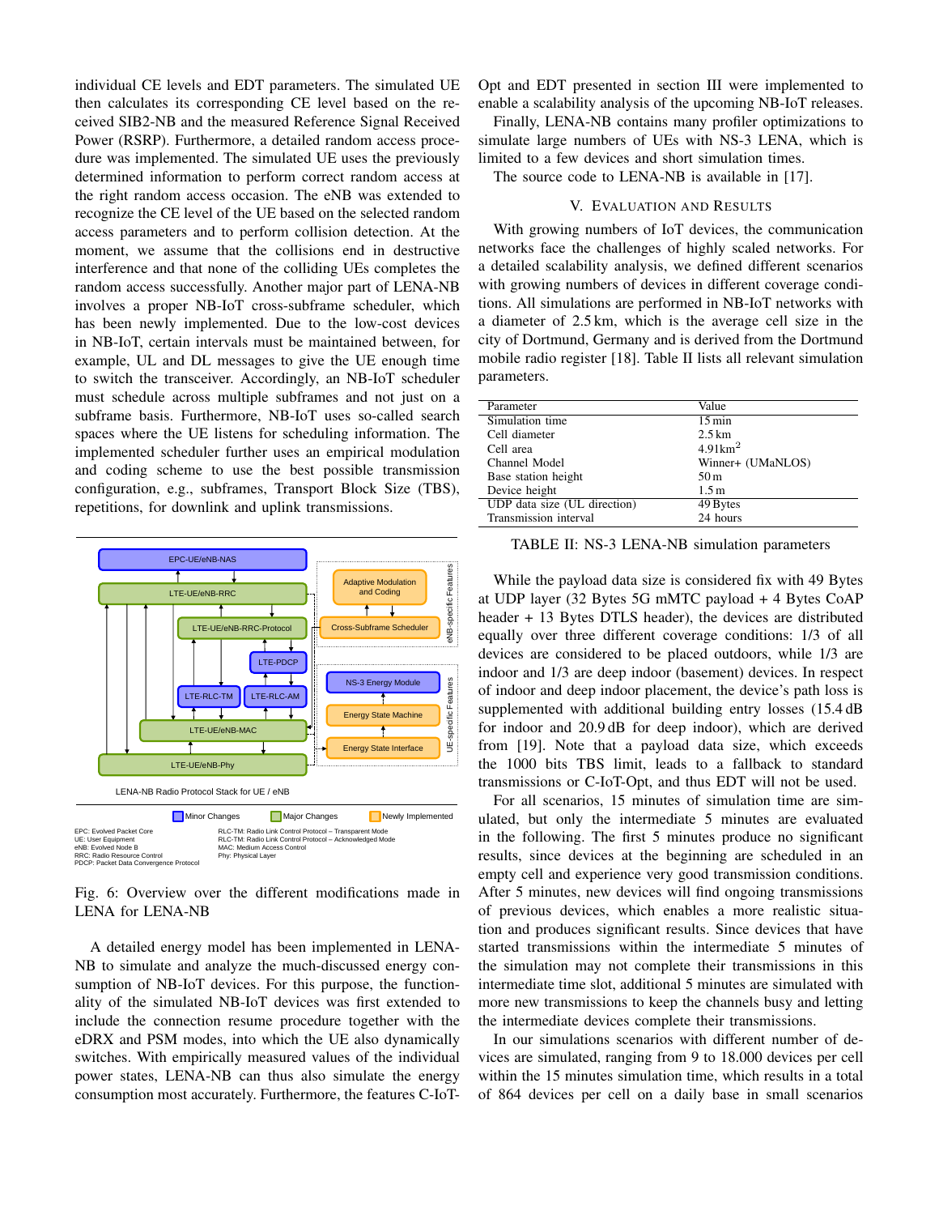individual CE levels and EDT parameters. The simulated UE then calculates its corresponding CE level based on the received SIB2-NB and the measured Reference Signal Received Power (RSRP). Furthermore, a detailed random access procedure was implemented. The simulated UE uses the previously determined information to perform correct random access at the right random access occasion. The eNB was extended to recognize the CE level of the UE based on the selected random access parameters and to perform collision detection. At the moment, we assume that the collisions end in destructive interference and that none of the colliding UEs completes the random access successfully. Another major part of LENA-NB involves a proper NB-IoT cross-subframe scheduler, which has been newly implemented. Due to the low-cost devices in NB-IoT, certain intervals must be maintained between, for example, UL and DL messages to give the UE enough time to switch the transceiver. Accordingly, an NB-IoT scheduler must schedule across multiple subframes and not just on a subframe basis. Furthermore, NB-IoT uses so-called search spaces where the UE listens for scheduling information. The implemented scheduler further uses an empirical modulation and coding scheme to use the best possible transmission configuration, e.g., subframes, Transport Block Size (TBS), repetitions, for downlink and uplink transmissions.

Fig. 6: Overview over the different modifications made in LENA for LENA-NB

A detailed energy model has been implemented in LENA-NB to simulate and analyze the much-discussed energy consumption of NB-IoT devices. For this purpose, the functionality of the simulated NB-IoT devices was first extended to include the connection resume procedure together with the eDRX and PSM modes, into which the UE also dynamically switches. With empirically measured values of the individual power states, LENA-NB can thus also simulate the energy consumption most accurately. Furthermore, the features C-IoT-Opt and EDT presented in section III were implemented to enable a scalability analysis of the upcoming NB-IoT releases.

Finally, LENA-NB contains many profiler optimizations to simulate large numbers of UEs with NS-3 LENA, which is limited to a few devices and short simulation times.

The source code to LENA-NB is available in [17].

## V. Evaluation and Results

With growing numbers of IoT devices, the communication networks face the challenges of highly scaled networks. For a detailed scalability analysis, we defined different scenarios with growing numbers of devices in different coverage conditions. All simulations are performed in NB-IoT networks with a diameter of 2.5 km, which is the average cell size in the city of Dortmund, Germany and is derived from the Dortmund mobile radio register [18]. Table II lists all relevant simulation parameters.

| Parameter | Value |
|---|---|
| Simulation time | 15 min |
| Cell diameter | 2.5 km |
| Cell area | 4.91km$^2$ |
| Channel Model | Winner+ (UMaNLOS) |
| Base station height | 50 m |
| Device height | 1.5 m |
| UDP data size (UL direction) | 49 Bytes |
| Transmission interval | 24 hours |

TABLE II: NS-3 LENA-NB simulation parameters

While the payload data size is considered fix with 49 Bytes at UDP layer (32 Bytes 5G mMTC payload + 4 Bytes CoAP header + 13 Bytes DTLS header), the devices are distributed equally over three different coverage conditions: 1/3 of all devices are considered to be placed outdoors, while 1/3 are indoor and 1/3 are deep indoor (basement) devices. In respect of indoor and deep indoor placement, the device's path loss is supplemented with additional building entry losses (15.4 dB for indoor and 20.9 dB for deep indoor), which are derived from [19]. Note that a payload data size, which exceeds the 1000 bits TBS limit, leads to a fallback to standard transmissions or C-IoT-Opt, and thus EDT will not be used.

For all scenarios, 15 minutes of simulation time are simulated, but only the intermediate 5 minutes are evaluated in the following. The first 5 minutes produce no significant results, since devices at the beginning are scheduled in an empty cell and experience very good transmission conditions. After 5 minutes, new devices will find ongoing transmissions of previous devices, which enables a more realistic situation and produces significant results. Since devices that have started transmissions within the intermediate 5 minutes of the simulation may not complete their transmissions in this intermediate time slot, additional 5 minutes are simulated with more new transmissions to keep the channels busy and letting the intermediate devices complete their transmissions.

In our simulations scenarios with different number of devices are simulated, ranging from 9 to 18.000 devices per cell within the 15 minutes simulation time, which results in a total of 864 devices per cell on a daily base in small scenarios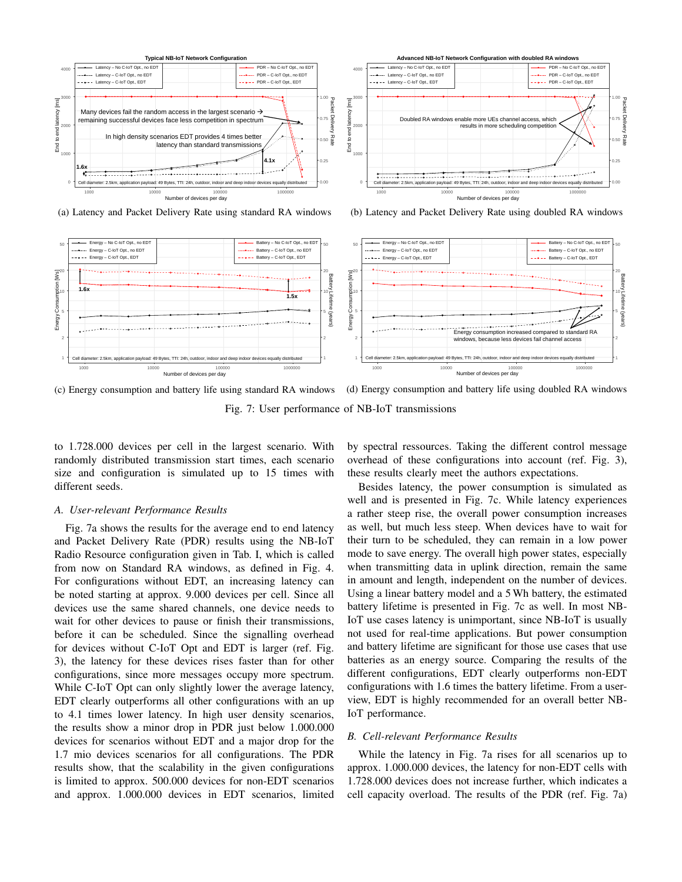(a) Latency and Packet Delivery Rate using standard RA windows

(b) Latency and Packet Delivery Rate using doubled RA windows

(c) Energy consumption and battery life using standard RA windows

(d) Energy consumption and battery life using doubled RA windows

Fig. 7: User performance of NB-IoT transmissions

to 1.728.000 devices per cell in the largest scenario. With randomly distributed transmission start times, each scenario size and configuration is simulated up to 15 times with different seeds.

### A. User-relevant Performance Results

Fig. 7a shows the results for the average end to end latency and Packet Delivery Rate (PDR) results using the NB-IoT Radio Resource configuration given in Tab. I, which is called from now on Standard RA windows, as defined in Fig. 4. For configurations without EDT, an increasing latency can be noted starting at approx. 9.000 devices per cell. Since all devices use the same shared channels, one device needs to wait for other devices to pause or finish their transmissions, before it can be scheduled. Since the signalling overhead for devices without C-IoT Opt and EDT is larger (ref. Fig. 3), the latency for these devices rises faster than for other configurations, since more messages occupy more spectrum. While C-IoT Opt can only slightly lower the average latency, EDT clearly outperforms all other configurations with an up to 4.1 times lower latency. In high user density scenarios, the results show a minor drop in PDR just below 1.000.000 devices for scenarios without EDT and a major drop for the 1.7 mio devices scenarios for all configurations. The PDR results show, that the scalability in the given configurations is limited to approx. 500.000 devices for non-EDT scenarios and approx. 1.000.000 devices in EDT scenarios, limited by spectral ressources. Taking the different control message overhead of these configurations into account (ref. Fig. 3), these results clearly meet the authors expectations.

Besides latency, the power consumption is simulated as well and is presented in Fig. 7c. While latency experiences a rather steep rise, the overall power consumption increases as well, but much less steep. When devices have to wait for their turn to be scheduled, they can remain in a low power mode to save energy. The overall high power states, especially when transmitting data in uplink direction, remain the same in amount and length, independent on the number of devices. Using a linear battery model and a 5 Wh battery, the estimated battery lifetime is presented in Fig. 7c as well. In most NB-IoT use cases latency is unimportant, since NB-IoT is usually not used for real-time applications. But power consumption and battery lifetime are significant for those use cases that use batteries as an energy source. Comparing the results of the different configurations, EDT clearly outperforms non-EDT configurations with 1.6 times the battery lifetime. From a user-view, EDT is highly recommended for an overall better NB-IoT performance.

### B. Cell-relevant Performance Results

While the latency in Fig. 7a rises for all scenarios up to approx. 1.000.000 devices, the latency for non-EDT cells with 1.728.000 devices does not increase further, which indicates a cell capacity overload. The results of the PDR (ref. Fig. 7a)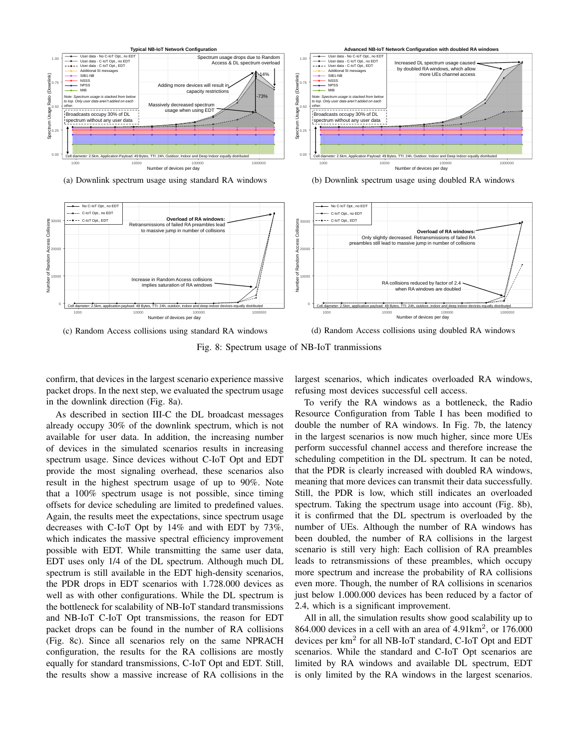(a) Downlink spectrum usage using standard RA windows

(b) Downlink spectrum usage using doubled RA windows

(c) Random Access collisions using standard RA windows

(d) Random Access collisions using doubled RA windows

Fig. 8: Spectrum usage of NB-IoT tranmissions

confirm, that devices in the largest scenario experience massive packet drops. In the next step, we evaluated the spectrum usage in the downlink direction (Fig. 8a).

As described in section III-C the DL broadcast messages already occupy 30% of the downlink spectrum, which is not available for user data. In addition, the increasing number of devices in the simulated scenarios results in increasing spectrum usage. Since devices without C-IoT Opt and EDT provide the most signaling overhead, these scenarios also result in the highest spectrum usage of up to 90%. Note that a 100% spectrum usage is not possible, since timing offsets for device scheduling are limited to predefined values. Again, the results meet the expectations, since spectrum usage decreases with C-IoT Opt by 14% and with EDT by 73%, which indicates the massive spectral efficiency improvement possible with EDT. While transmitting the same user data, EDT uses only 1/4 of the DL spectrum. Although much DL spectrum is still available in the EDT high-density scenarios, the PDR drops in EDT scenarios with 1.728.000 devices as well as with other configurations. While the DL spectrum is the bottleneck for scalability of NB-IoT standard transmissions and NB-IoT C-IoT Opt transmissions, the reason for EDT packet drops can be found in the number of RA collisions (Fig. 8c). Since all scenarios rely on the same NPRACH configuration, the results for the RA collisions are mostly equally for standard transmissions, C-IoT Opt and EDT. Still, the results show a massive increase of RA collisions in the largest scenarios, which indicates overloaded RA windows, refusing most devices successful cell access.

To verify the RA windows as a bottleneck, the Radio Resource Configuration from Table I has been modified to double the number of RA windows. In Fig. 7b, the latency in the largest scenarios is now much higher, since more UEs perform successful channel access and therefore increase the scheduling competition in the DL spectrum. It can be noted, that the PDR is clearly increased with doubled RA windows, meaning that more devices can transmit their data successfully. Still, the PDR is low, which still indicates an overloaded spectrum. Taking the spectrum usage into account (Fig. 8b), it is confirmed that the DL spectrum is overloaded by the number of UEs. Although the number of RA windows has been doubled, the number of RA collisions in the largest scenario is still very high: Each collision of RA preambles leads to retransmissions of these preambles, which occupy more spectrum and increase the probability of RA collisions even more. Though, the number of RA collisions in scenarios just below 1.000.000 devices has been reduced by a factor of 2.4, which is a significant improvement.

All in all, the simulation results show good scalability up to 864.000 devices in a cell with an area of 4.91km$^2$, or 176.000 devices per km$^2$ for all NB-IoT standard, C-IoT Opt and EDT scenarios. While the standard and C-IoT Opt scenarios are limited by RA windows and available DL spectrum, EDT is only limited by the RA windows in the largest scenarios.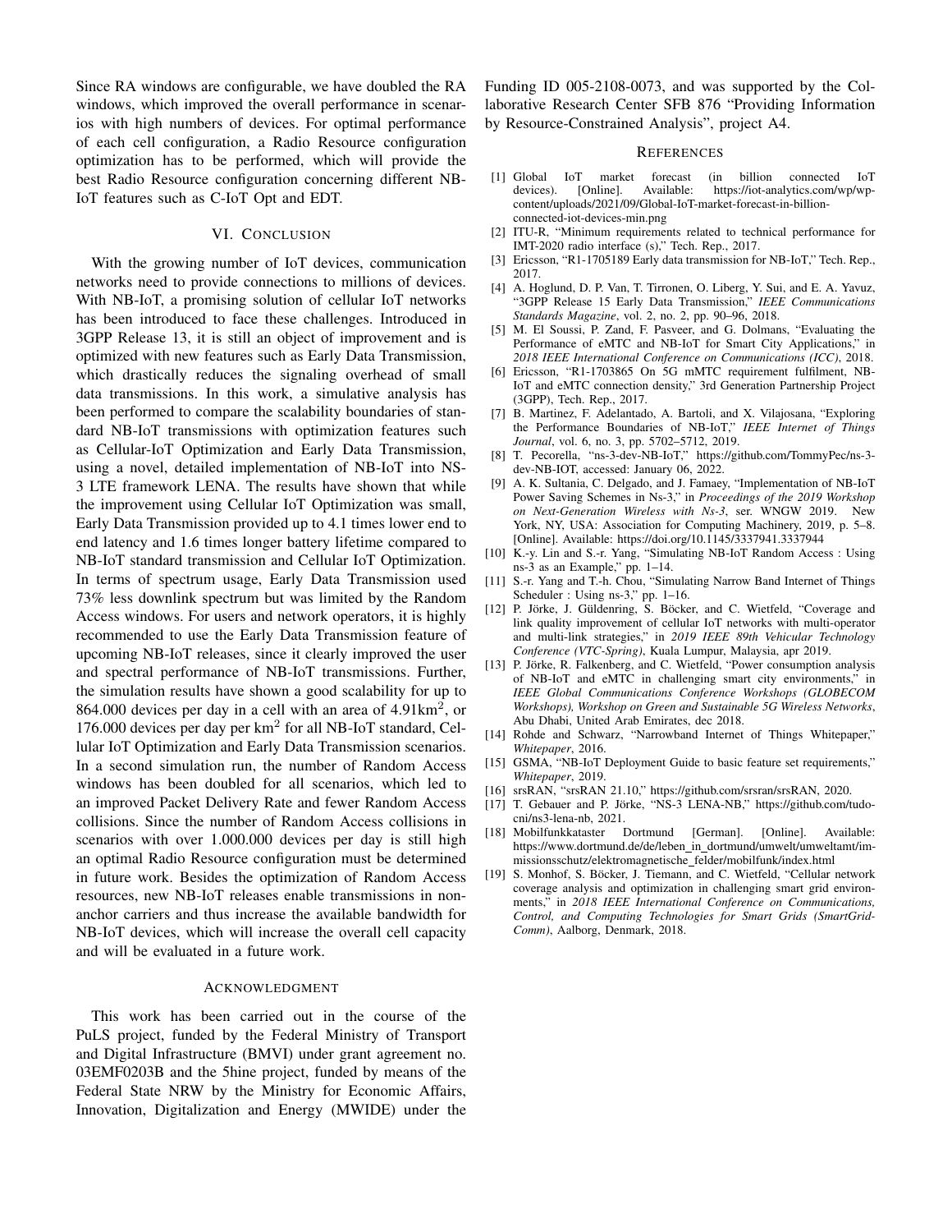Since RA windows are configurable, we have doubled the RA windows, which improved the overall performance in scenarios with high numbers of devices. For optimal performance of each cell configuration, a Radio Resource configuration optimization has to be performed, which will provide the best Radio Resource configuration concerning different NB-IoT features such as C-IoT Opt and EDT.

## VI. Conclusion

With the growing number of IoT devices, communication networks need to provide connections to millions of devices. With NB-IoT, a promising solution of cellular IoT networks has been introduced to face these challenges. Introduced in 3GPP Release 13, it is still an object of improvement and is optimized with new features such as Early Data Transmission, which drastically reduces the signaling overhead of small data transmissions. In this work, a simulative analysis has been performed to compare the scalability boundaries of standard NB-IoT transmissions with optimization features such as Cellular-IoT Optimization and Early Data Transmission, using a novel, detailed implementation of NB-IoT into NS-3 LTE framework LENA. The results have shown that while the improvement using Cellular IoT Optimization was small, Early Data Transmission provided up to 4.1 times lower end to end latency and 1.6 times longer battery lifetime compared to NB-IoT standard transmission and Cellular IoT Optimization. In terms of spectrum usage, Early Data Transmission used 73% less downlink spectrum but was limited by the Random Access windows. For users and network operators, it is highly recommended to use the Early Data Transmission feature of upcoming NB-IoT releases, since it clearly improved the user and spectral performance of NB-IoT transmissions. Further, the simulation results have shown a good scalability for up to 864.000 devices per day in a cell with an area of 4.91km$^2$, or 176.000 devices per day per km$^2$ for all NB-IoT standard, Cellular IoT Optimization and Early Data Transmission scenarios. In a second simulation run, the number of Random Access windows has been doubled for all scenarios, which led to an improved Packet Delivery Rate and fewer Random Access collisions. Since the number of Random Access collisions in scenarios with over 1.000.000 devices per day is still high an optimal Radio Resource configuration must be determined in future work. Besides the optimization of Random Access resources, new NB-IoT releases enable transmissions in non-anchor carriers and thus increase the available bandwidth for NB-IoT devices, which will increase the overall cell capacity and will be evaluated in a future work.

## Acknowledgment

This work has been carried out in the course of the PuLS project, funded by the Federal Ministry of Transport and Digital Infrastructure (BMVI) under grant agreement no. 03EMF0203B and the 5hine project, funded by means of the Federal State NRW by the Ministry for Economic Affairs, Innovation, Digitalization and Energy (MWIDE) under the Funding ID 005-2108-0073, and was supported by the Collaborative Research Center SFB 876 "Providing Information by Resource-Constrained Analysis", project A4.

## References

[1] Global IoT market forecast (in billion connected IoT devices). [Online]. Available: https://iot-analytics.com/wp/wp-content/uploads/2021/09/Global-IoT-market-forecast-in-billion-connected-iot-devices-min.png

[2] ITU-R, "Minimum requirements related to technical performance for IMT-2020 radio interface (s)," Tech. Rep., 2017.

[3] Ericsson, "R1-1705189 Early data transmission for NB-IoT," Tech. Rep., 2017.

[4] A. Hoglund, D. P. Van, T. Tirronen, O. Liberg, Y. Sui, and E. A. Yavuz, "3GPP Release 15 Early Data Transmission," *IEEE Communications Standards Magazine*, vol. 2, no. 2, pp. 90–96, 2018.

[5] M. El Soussi, P. Zand, F. Pasveer, and G. Dolmans, "Evaluating the Performance of eMTC and NB-IoT for Smart City Applications," in *2018 IEEE International Conference on Communications (ICC)*, 2018.

[6] Ericsson, "R1-1703865 On 5G mMTC requirement fulfilment, NB-IoT and eMTC connection density," 3rd Generation Partnership Project (3GPP), Tech. Rep., 2017.

[7] B. Martinez, F. Adelantado, A. Bartoli, and X. Vilajosana, "Exploring the Performance Boundaries of NB-IoT," *IEEE Internet of Things Journal*, vol. 6, no. 3, pp. 5702–5712, 2019.

[8] T. Pecorella, "ns-3-dev-NB-IoT," https://github.com/TommyPec/ns-3-dev-NB-IOT, accessed: January 06, 2022.

[9] A. K. Sultania, C. Delgado, and J. Famaey, "Implementation of NB-IoT Power Saving Schemes in Ns-3," in *Proceedings of the 2019 Workshop on Next-Generation Wireless with Ns-3*, ser. WNGW 2019. New York, NY, USA: Association for Computing Machinery, 2019, p. 5–8. [Online]. Available: https://doi.org/10.1145/3337941.3337944

[10] K.-y. Lin and S.-r. Yang, "Simulating NB-IoT Random Access : Using ns-3 as an Example," pp. 1–14.

[11] S.-r. Yang and T.-h. Chou, "Simulating Narrow Band Internet of Things Scheduler : Using ns-3," pp. 1–16.

[12] P. Jörke, J. Güldenring, S. Böcker, and C. Wietfeld, "Coverage and link quality improvement of cellular IoT networks with multi-operator and multi-link strategies," in *2019 IEEE 89th Vehicular Technology Conference (VTC-Spring)*, Kuala Lumpur, Malaysia, apr 2019.

[13] P. Jörke, R. Falkenberg, and C. Wietfeld, "Power consumption analysis of NB-IoT and eMTC in challenging smart city environments," in *IEEE Global Communications Conference Workshops (GLOBECOM Workshops), Workshop on Green and Sustainable 5G Wireless Networks*, Abu Dhabi, United Arab Emirates, dec 2018.

[14] Rohde and Schwarz, "Narrowband Internet of Things Whitepaper," *Whitepaper*, 2016.

[15] GSMA, "NB-IoT Deployment Guide to basic feature set requirements," *Whitepaper*, 2019.

[16] srsRAN, "srsRAN 21.10," https://github.com/srsran/srsRAN, 2020.

[17] T. Gebauer and P. Jörke, "NS-3 LENA-NB," https://github.com/tudo-cni/ns3-lena-nb, 2021.

[18] Mobilfunkkataster Dortmund [German]. [Online]. Available: https://www.dortmund.de/de/leben_in_dortmund/umwelt/umweltamt/immissionsschutz/elektromagnetische_felder/mobilfunk/index.html

[19] S. Monhof, S. Böcker, J. Tiemann, and C. Wietfeld, "Cellular network coverage analysis and optimization in challenging smart grid environments," in *2018 IEEE International Conference on Communications, Control, and Computing Technologies for Smart Grids (SmartGridComm)*, Aalborg, Denmark, 2018.